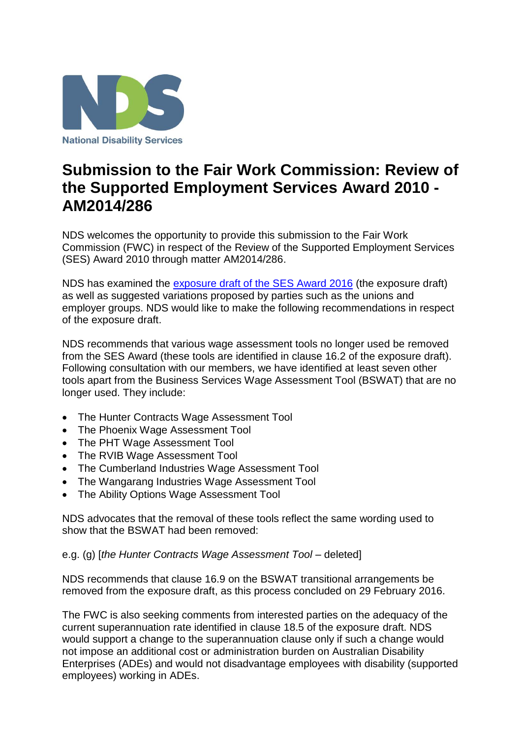National Disability Services

# Submission to the Fair Work Commission: Review of the Supported Employment Services Award 2010 - AM2014/286

NDS welcomes the opportunity to provide this submission to the Fair Work Commission (FWC) in respect of the Review of the Supported Employment Services (SES) Award 2010 through matter AM2014/286.

NDS has examined the exposure draft of the SES Award 2016 (the exposure draft) as well as suggested variations proposed by parties such as the unions and employer groups. NDS would like to make the following recommendations in respect of the exposure draft.

NDS recommends that various wage assessment tools no longer used be removed from the SES Award (these tools are identified in clause 16.2 of the exposure draft). Following consultation with our members, we have identified at least seven other tools apart from the Business Services Wage Assessment Tool (BSWAT) that are no longer used. They include:

- The Hunter Contracts Wage Assessment Tool
- The Phoenix Wage Assessment Tool
- The PHT Wage Assessment Tool
- The RVIB Wage Assessment Tool
- The Cumberland Industries Wage Assessment Tool
- The Wangarang Industries Wage Assessment Tool
- The Ability Options Wage Assessment Tool

NDS advocates that the removal of these tools reflect the same wording used to show that the BSWAT had been removed:

e.g. (g) [*the Hunter Contracts Wage Assessment Tool* – deleted]

NDS recommends that clause 16.9 on the BSWAT transitional arrangements be removed from the exposure draft, as this process concluded on 29 February 2016.

The FWC is also seeking comments from interested parties on the adequacy of the current superannuation rate identified in clause 18.5 of the exposure draft. NDS would support a change to the superannuation clause only if such a change would not impose an additional cost or administration burden on Australian Disability Enterprises (ADEs) and would not disadvantage employees with disability (supported employees) working in ADEs.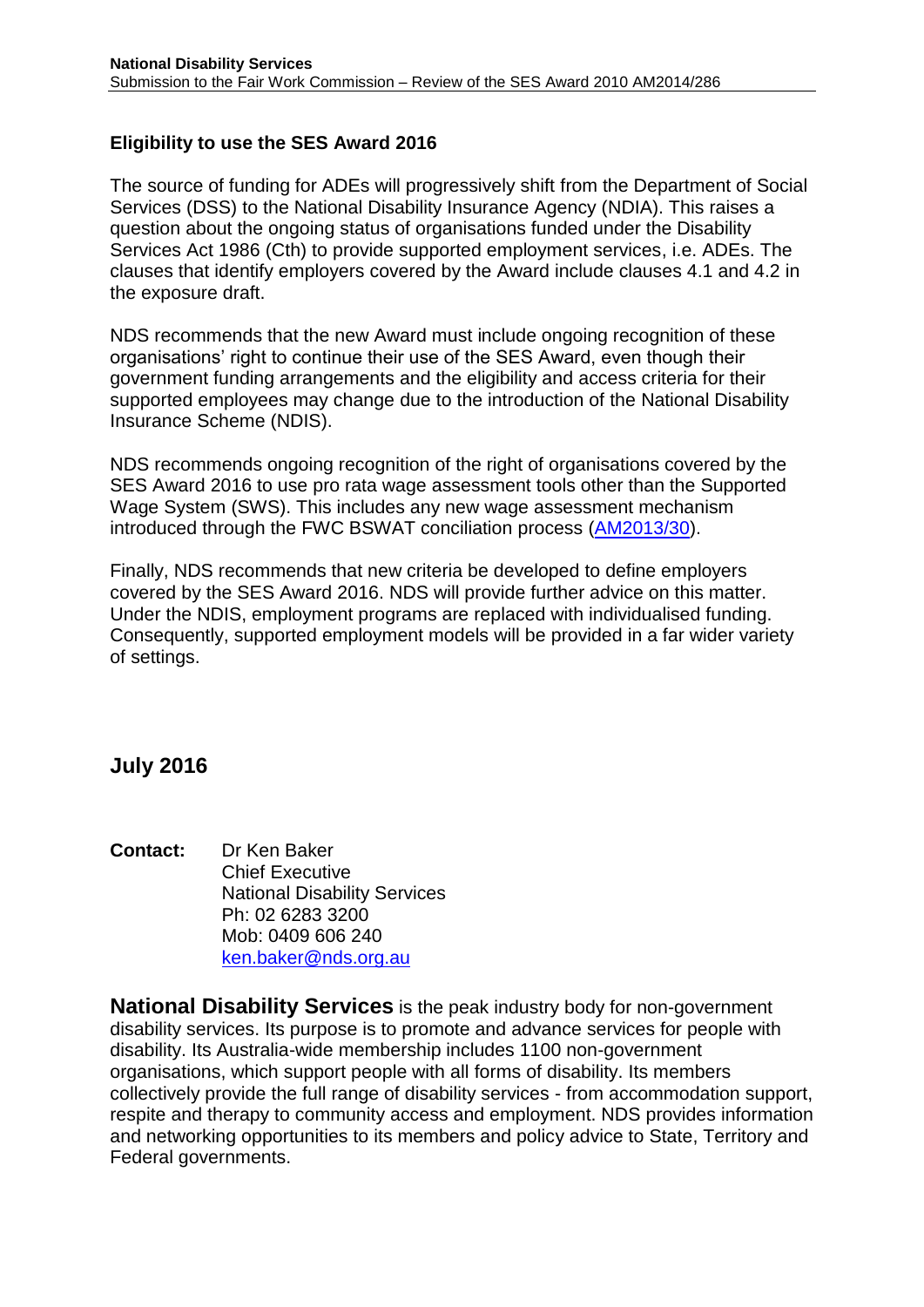**Eligibility to use the SES Award 2016**

The source of funding for ADEs will progressively shift from the Department of Social Services (DSS) to the National Disability Insurance Agency (NDIA). This raises a question about the ongoing status of organisations funded under the Disability Services Act 1986 (Cth) to provide supported employment services, i.e. ADEs. The clauses that identify employers covered by the Award include clauses 4.1 and 4.2 in the exposure draft.

NDS recommends that the new Award must include ongoing recognition of these organisations' right to continue their use of the SES Award, even though their government funding arrangements and the eligibility and access criteria for their supported employees may change due to the introduction of the National Disability Insurance Scheme (NDIS).

NDS recommends ongoing recognition of the right of organisations covered by the SES Award 2016 to use pro rata wage assessment tools other than the Supported Wage System (SWS). This includes any new wage assessment mechanism introduced through the FWC BSWAT conciliation process (AM2013/30).

Finally, NDS recommends that new criteria be developed to define employers covered by the SES Award 2016. NDS will provide further advice on this matter. Under the NDIS, employment programs are replaced with individualised funding. Consequently, supported employment models will be provided in a far wider variety of settings.

## July 2016

**Contact:** Dr Ken Baker
Chief Executive
National Disability Services
Ph: 02 6283 3200
Mob: 0409 606 240
ken.baker@nds.org.au

**National Disability Services** is the peak industry body for non-government disability services. Its purpose is to promote and advance services for people with disability. Its Australia-wide membership includes 1100 non-government organisations, which support people with all forms of disability. Its members collectively provide the full range of disability services - from accommodation support, respite and therapy to community access and employment. NDS provides information and networking opportunities to its members and policy advice to State, Territory and Federal governments.